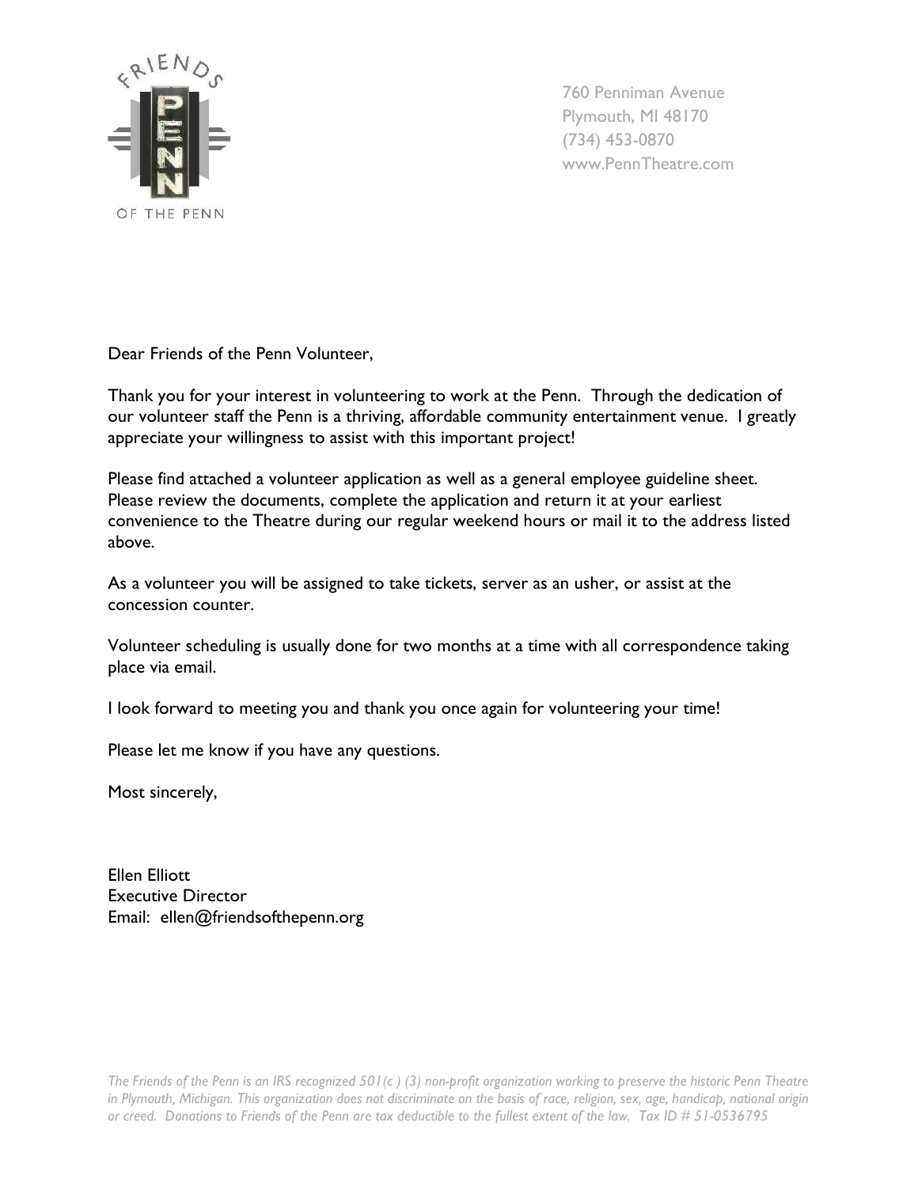FRIENDS OF THE PENN

760 Penniman Avenue
Plymouth, MI 48170
(734) 453-0870
www.PennTheatre.com

Dear Friends of the Penn Volunteer,

Thank you for your interest in volunteering to work at the Penn. Through the dedication of our volunteer staff the Penn is a thriving, affordable community entertainment venue. I greatly appreciate your willingness to assist with this important project!

Please find attached a volunteer application as well as a general employee guideline sheet. Please review the documents, complete the application and return it at your earliest convenience to the Theatre during our regular weekend hours or mail it to the address listed above.

As a volunteer you will be assigned to take tickets, server as an usher, or assist at the concession counter.

Volunteer scheduling is usually done for two months at a time with all correspondence taking place via email.

I look forward to meeting you and thank you once again for volunteering your time!

Please let me know if you have any questions.

Most sincerely,

Ellen Elliott
Executive Director
Email: ellen@friendsofthepenn.org

*The Friends of the Penn is an IRS recognized 501(c ) (3) non-profit organization working to preserve the historic Penn Theatre in Plymouth, Michigan. This organization does not discriminate on the basis of race, religion, sex, age, handicap, national origin or creed. Donations to Friends of the Penn are tax deductible to the fullest extent of the law. Tax ID # 51-0536795*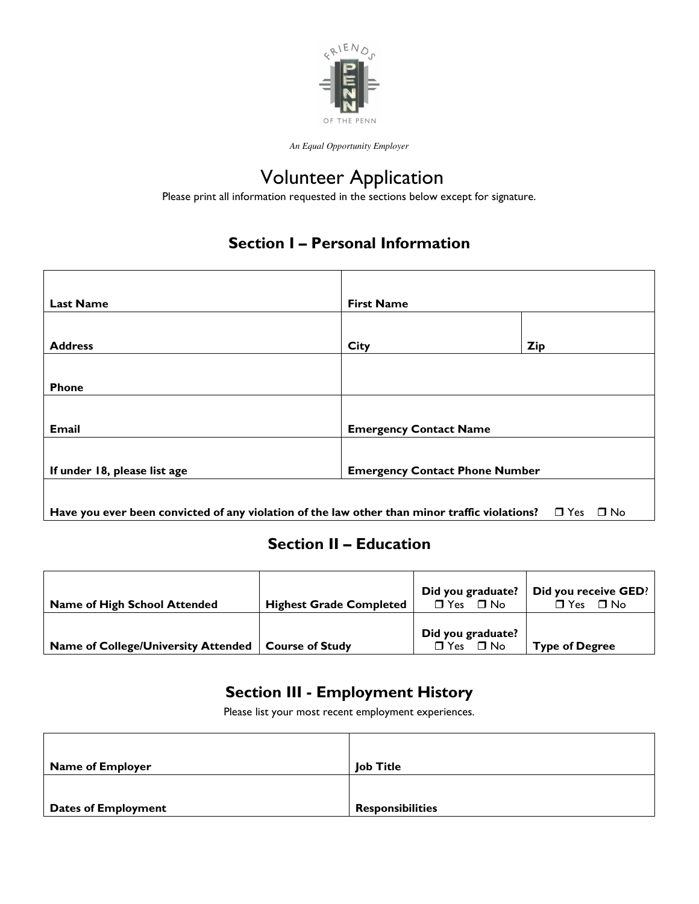*An Equal Opportunity Employer*

# Volunteer Application

Please print all information requested in the sections below except for signature.

## Section I – Personal Information

| | | |
|---|---|---|
| **Last Name** | **First Name** | |
| **Address** | **City** | **Zip** |
| **Phone** | | |
| **Email** | **Emergency Contact Name** | |
| **If under 18, please list age** | **Emergency Contact Phone Number** | |
| **Have you ever been convicted of any violation of the law other than minor traffic violations?** ☐ Yes ☐ No | | |

## Section II – Education

| | | | |
|---|---|---|---|
| **Name of High School Attended** | **Highest Grade Completed** | **Did you graduate?** ☐ Yes ☐ No | **Did you receive GED?** ☐ Yes ☐ No |
| **Name of College/University Attended** | **Course of Study** | **Did you graduate?** ☐ Yes ☐ No | **Type of Degree** |

## Section III - Employment History

Please list your most recent employment experiences.

| | |
|---|---|
| **Name of Employer** | **Job Title** |
| **Dates of Employment** | **Responsibilities** |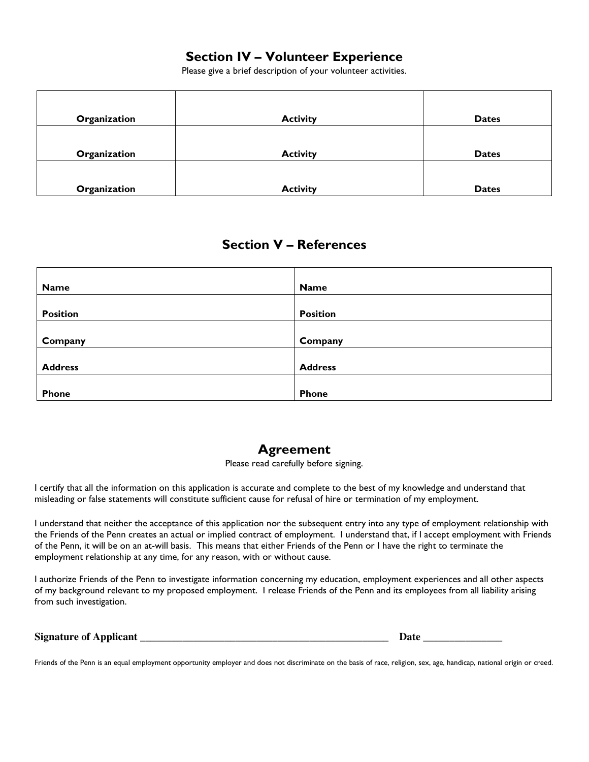## Section IV – Volunteer Experience

Please give a brief description of your volunteer activities.

| Organization | Activity | Dates |
|---|---|---|
| **Organization** | **Activity** | **Dates** |
| **Organization** | **Activity** | **Dates** |

## Section V – References

| **Name** | **Name** |
|---|---|
| **Position** | **Position** |
| **Company** | **Company** |
| **Address** | **Address** |
| **Phone** | **Phone** |

## Agreement

Please read carefully before signing.

I certify that all the information on this application is accurate and complete to the best of my knowledge and understand that misleading or false statements will constitute sufficient cause for refusal of hire or termination of my employment.

I understand that neither the acceptance of this application nor the subsequent entry into any type of employment relationship with the Friends of the Penn creates an actual or implied contract of employment. I understand that, if I accept employment with Friends of the Penn, it will be on an at-will basis. This means that either Friends of the Penn or I have the right to terminate the employment relationship at any time, for any reason, with or without cause.

I authorize Friends of the Penn to investigate information concerning my education, employment experiences and all other aspects of my background relevant to my proposed employment. I release Friends of the Penn and its employees from all liability arising from such investigation.

**Signature of Applicant** ________________________________________________ **Date** _______________

Friends of the Penn is an equal employment opportunity employer and does not discriminate on the basis of race, religion, sex, age, handicap, national origin or creed.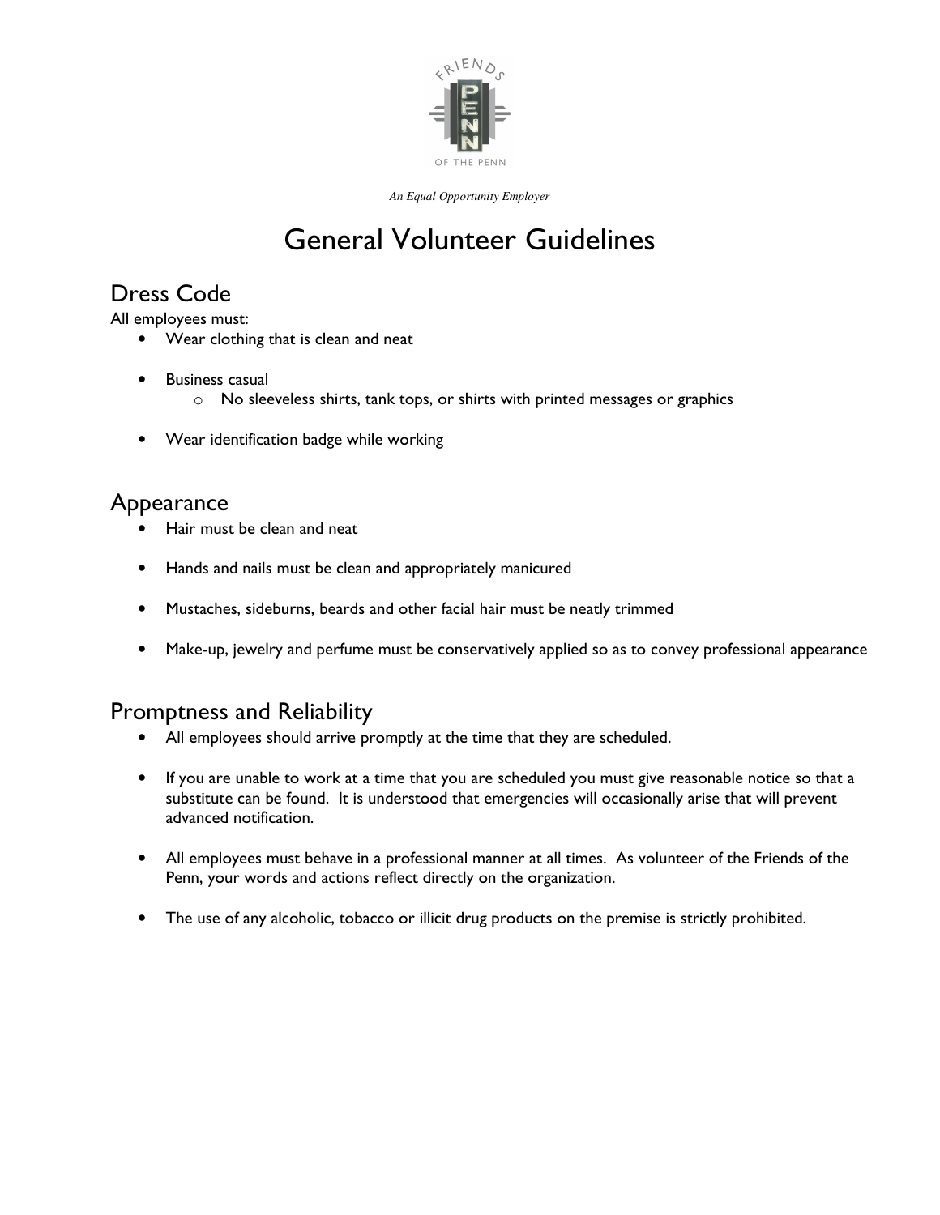FRIENDS

PENN

OF THE PENN

*An Equal Opportunity Employer*

# General Volunteer Guidelines

## Dress Code

All employees must:

- Wear clothing that is clean and neat
- Business casual
    - No sleeveless shirts, tank tops, or shirts with printed messages or graphics
- Wear identification badge while working

## Appearance

- Hair must be clean and neat
- Hands and nails must be clean and appropriately manicured
- Mustaches, sideburns, beards and other facial hair must be neatly trimmed
- Make-up, jewelry and perfume must be conservatively applied so as to convey professional appearance

## Promptness and Reliability

- All employees should arrive promptly at the time that they are scheduled.
- If you are unable to work at a time that you are scheduled you must give reasonable notice so that a substitute can be found. It is understood that emergencies will occasionally arise that will prevent advanced notification.
- All employees must behave in a professional manner at all times. As volunteer of the Friends of the Penn, your words and actions reflect directly on the organization.
- The use of any alcoholic, tobacco or illicit drug products on the premise is strictly prohibited.